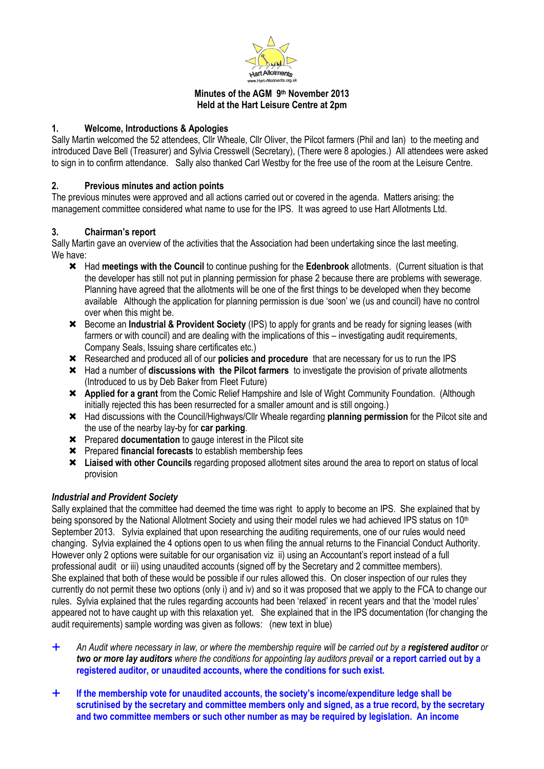Hart Allotments
www.Hart-Allotments.org.uk

**Minutes of the AGM 9th November 2013**
**Held at the Hart Leisure Centre at 2pm**

## 1. Welcome, Introductions & Apologies

Sally Martin welcomed the 52 attendees, Cllr Wheale, Cllr Oliver, the Pilcot farmers (Phil and Ian) to the meeting and introduced Dave Bell (Treasurer) and Sylvia Cresswell (Secretary), (There were 8 apologies.) All attendees were asked to sign in to confirm attendance. Sally also thanked Carl Westby for the free use of the room at the Leisure Centre.

## 2. Previous minutes and action points

The previous minutes were approved and all actions carried out or covered in the agenda. Matters arising: the management committee considered what name to use for the IPS. It was agreed to use Hart Allotments Ltd.

## 3. Chairman's report

Sally Martin gave an overview of the activities that the Association had been undertaking since the last meeting.
We have:

- Had **meetings with the Council** to continue pushing for the **Edenbrook** allotments. (Current situation is that the developer has still not put in planning permission for phase 2 because there are problems with sewerage. Planning have agreed that the allotments will be one of the first things to be developed when they become available Although the application for planning permission is due 'soon' we (us and council) have no control over when this might be.
- Become an **Industrial & Provident Society** (IPS) to apply for grants and be ready for signing leases (with farmers or with council) and are dealing with the implications of this – investigating audit requirements, Company Seals, Issuing share certificates etc.)
- Researched and produced all of our **policies and procedure** that are necessary for us to run the IPS
- Had a number of **discussions with the Pilcot farmers** to investigate the provision of private allotments (Introduced to us by Deb Baker from Fleet Future)
- **Applied for a grant** from the Comic Relief Hampshire and Isle of Wight Community Foundation. (Although initially rejected this has been resurrected for a smaller amount and is still ongoing.)
- Had discussions with the Council/Highways/Cllr Wheale regarding **planning permission** for the Pilcot site and the use of the nearby lay-by for **car parking**.
- Prepared **documentation** to gauge interest in the Pilcot site
- Prepared **financial forecasts** to establish membership fees
- **Liaised with other Councils** regarding proposed allotment sites around the area to report on status of local provision

### *Industrial and Provident Society*

Sally explained that the committee had deemed the time was right to apply to become an IPS. She explained that by being sponsored by the National Allotment Society and using their model rules we had achieved IPS status on 10th September 2013. Sylvia explained that upon researching the auditing requirements, one of our rules would need changing. Sylvia explained the 4 options open to us when filing the annual returns to the Financial Conduct Authority. However only 2 options were suitable for our organisation viz ii) using an Accountant's report instead of a full professional audit or iii) using unaudited accounts (signed off by the Secretary and 2 committee members). She explained that both of these would be possible if our rules allowed this. On closer inspection of our rules they currently do not permit these two options (only i) and iv) and so it was proposed that we apply to the FCA to change our rules. Sylvia explained that the rules regarding accounts had been 'relaxed' in recent years and that the 'model rules' appeared not to have caught up with this relaxation yet. She explained that in the IPS documentation (for changing the audit requirements) sample wording was given as follows: (new text in blue)

- *An Audit where necessary in law, or where the membership require will be carried out by a* ***registered auditor*** *or* ***two or more lay auditors*** *where the conditions for appointing lay auditors prevail* **or a report carried out by a registered auditor, or unaudited accounts, where the conditions for such exist.**

- **If the membership vote for unaudited accounts, the society's income/expenditure ledge shall be scrutinised by the secretary and committee members only and signed, as a true record, by the secretary and two committee members or such other number as may be required by legislation. An income**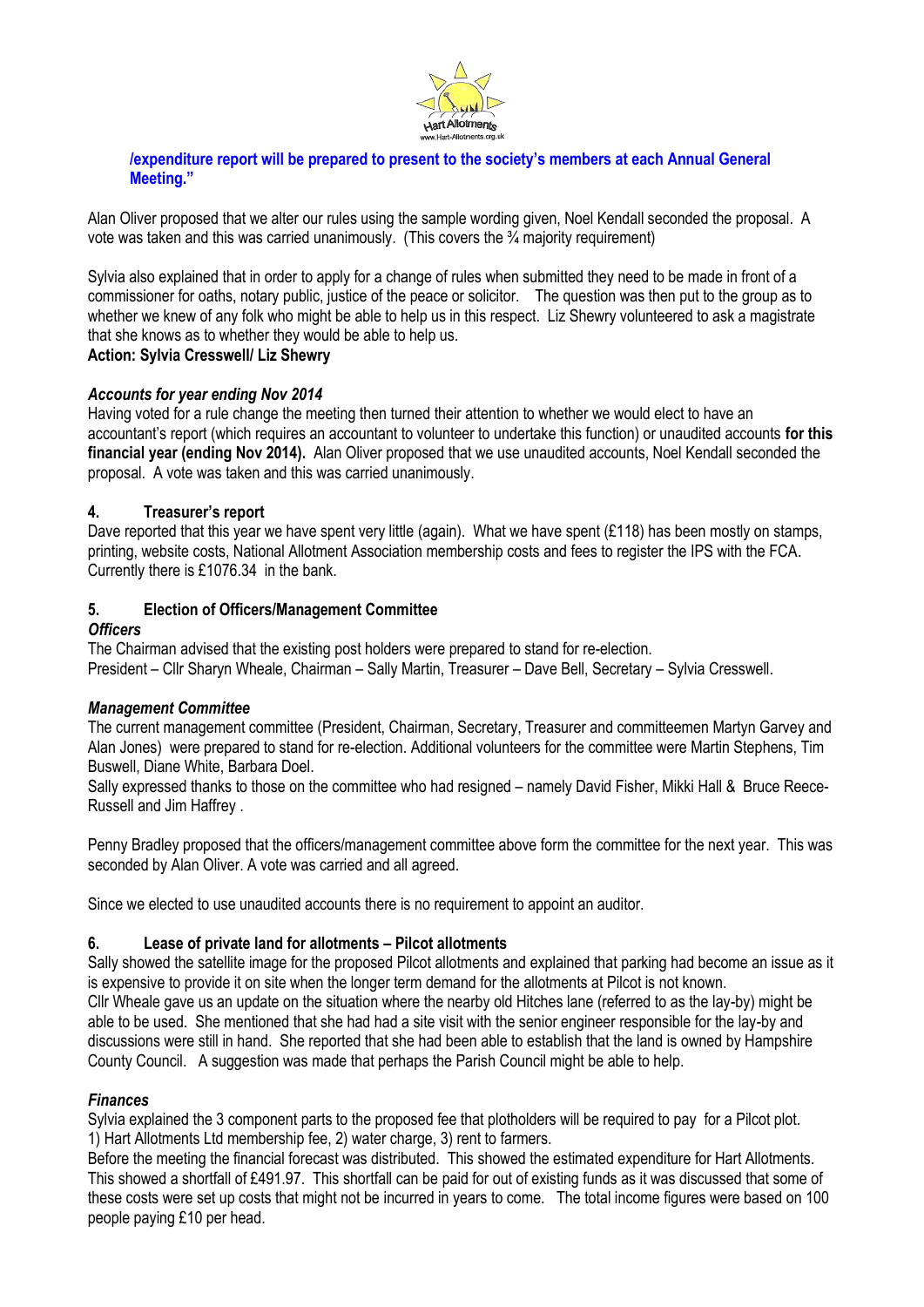**/expenditure report will be prepared to present to the society's members at each Annual General Meeting."**

Alan Oliver proposed that we alter our rules using the sample wording given, Noel Kendall seconded the proposal. A vote was taken and this was carried unanimously. (This covers the ¾ majority requirement)

Sylvia also explained that in order to apply for a change of rules when submitted they need to be made in front of a commissioner for oaths, notary public, justice of the peace or solicitor. The question was then put to the group as to whether we knew of any folk who might be able to help us in this respect. Liz Shewry volunteered to ask a magistrate that she knows as to whether they would be able to help us.
**Action: Sylvia Cresswell/ Liz Shewry**

***Accounts for year ending Nov 2014***
Having voted for a rule change the meeting then turned their attention to whether we would elect to have an accountant's report (which requires an accountant to volunteer to undertake this function) or unaudited accounts **for this financial year (ending Nov 2014).** Alan Oliver proposed that we use unaudited accounts, Noel Kendall seconded the proposal. A vote was taken and this was carried unanimously.

## 4. Treasurer's report

Dave reported that this year we have spent very little (again). What we have spent (£118) has been mostly on stamps, printing, website costs, National Allotment Association membership costs and fees to register the IPS with the FCA. Currently there is £1076.34 in the bank.

## 5. Election of Officers/Management Committee

***Officers***
The Chairman advised that the existing post holders were prepared to stand for re-election.
President – Cllr Sharyn Wheale, Chairman – Sally Martin, Treasurer – Dave Bell, Secretary – Sylvia Cresswell.

***Management Committee***
The current management committee (President, Chairman, Secretary, Treasurer and committeemen Martyn Garvey and Alan Jones) were prepared to stand for re-election. Additional volunteers for the committee were Martin Stephens, Tim Buswell, Diane White, Barbara Doel.
Sally expressed thanks to those on the committee who had resigned – namely David Fisher, Mikki Hall & Bruce Reece-Russell and Jim Haffrey .

Penny Bradley proposed that the officers/management committee above form the committee for the next year. This was seconded by Alan Oliver. A vote was carried and all agreed.

Since we elected to use unaudited accounts there is no requirement to appoint an auditor.

## 6. Lease of private land for allotments – Pilcot allotments

Sally showed the satellite image for the proposed Pilcot allotments and explained that parking had become an issue as it is expensive to provide it on site when the longer term demand for the allotments at Pilcot is not known.
Cllr Wheale gave us an update on the situation where the nearby old Hitches lane (referred to as the lay-by) might be able to be used. She mentioned that she had had a site visit with the senior engineer responsible for the lay-by and discussions were still in hand. She reported that she had been able to establish that the land is owned by Hampshire County Council. A suggestion was made that perhaps the Parish Council might be able to help.

***Finances***
Sylvia explained the 3 component parts to the proposed fee that plotholders will be required to pay for a Pilcot plot.
1) Hart Allotments Ltd membership fee, 2) water charge, 3) rent to farmers.
Before the meeting the financial forecast was distributed. This showed the estimated expenditure for Hart Allotments. This showed a shortfall of £491.97. This shortfall can be paid for out of existing funds as it was discussed that some of these costs were set up costs that might not be incurred in years to come. The total income figures were based on 100 people paying £10 per head.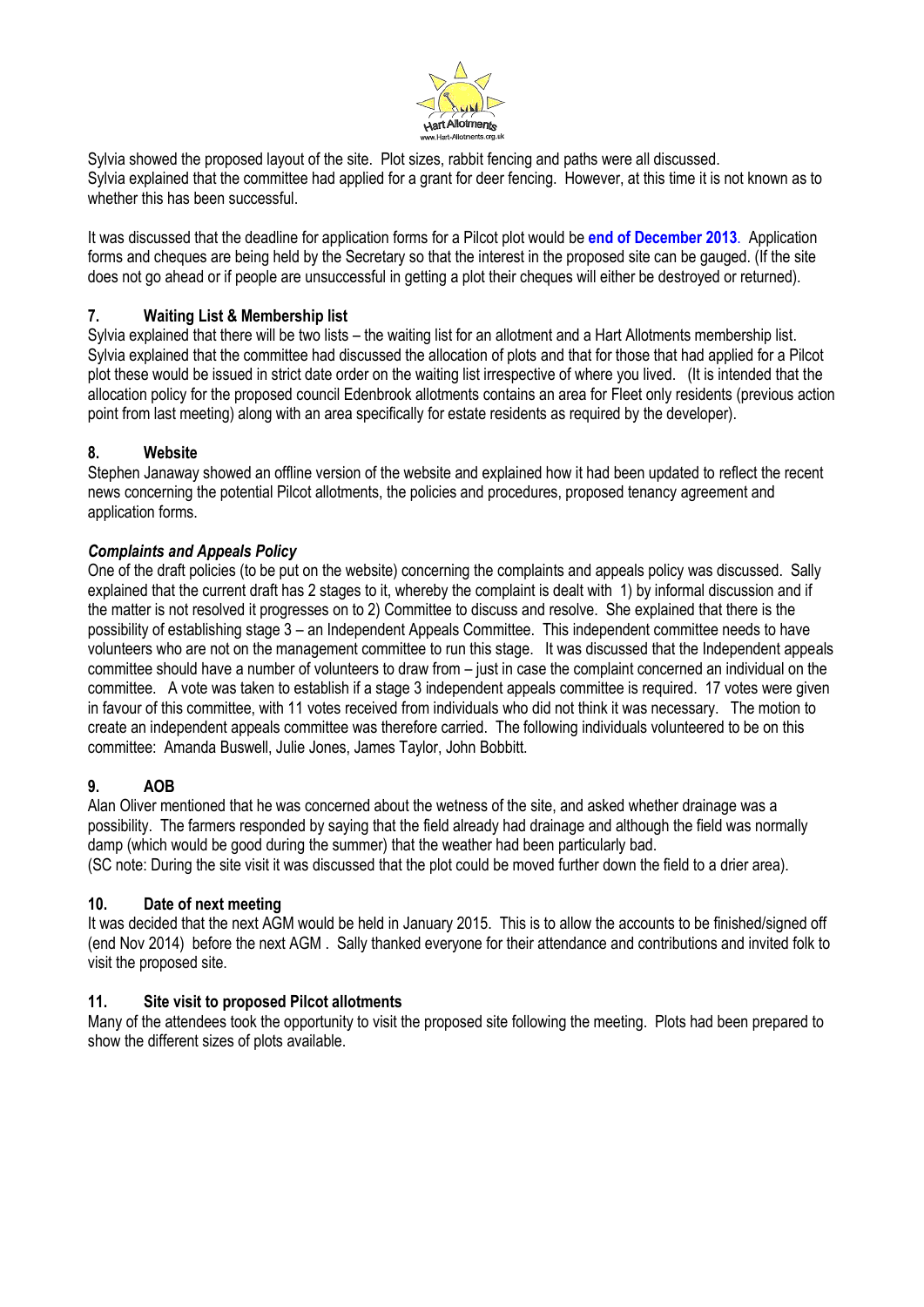Sylvia showed the proposed layout of the site. Plot sizes, rabbit fencing and paths were all discussed.
Sylvia explained that the committee had applied for a grant for deer fencing. However, at this time it is not known as to whether this has been successful.

It was discussed that the deadline for application forms for a Pilcot plot would be **end of December 2013**. Application forms and cheques are being held by the Secretary so that the interest in the proposed site can be gauged. (If the site does not go ahead or if people are unsuccessful in getting a plot their cheques will either be destroyed or returned).

## 7. Waiting List & Membership list

Sylvia explained that there will be two lists – the waiting list for an allotment and a Hart Allotments membership list. Sylvia explained that the committee had discussed the allocation of plots and that for those that had applied for a Pilcot plot these would be issued in strict date order on the waiting list irrespective of where you lived. (It is intended that the allocation policy for the proposed council Edenbrook allotments contains an area for Fleet only residents (previous action point from last meeting) along with an area specifically for estate residents as required by the developer).

## 8. Website

Stephen Janaway showed an offline version of the website and explained how it had been updated to reflect the recent news concerning the potential Pilcot allotments, the policies and procedures, proposed tenancy agreement and application forms.

### *Complaints and Appeals Policy*

One of the draft policies (to be put on the website) concerning the complaints and appeals policy was discussed. Sally explained that the current draft has 2 stages to it, whereby the complaint is dealt with 1) by informal discussion and if the matter is not resolved it progresses on to 2) Committee to discuss and resolve. She explained that there is the possibility of establishing stage 3 – an Independent Appeals Committee. This independent committee needs to have volunteers who are not on the management committee to run this stage. It was discussed that the Independent appeals committee should have a number of volunteers to draw from – just in case the complaint concerned an individual on the committee. A vote was taken to establish if a stage 3 independent appeals committee is required. 17 votes were given in favour of this committee, with 11 votes received from individuals who did not think it was necessary. The motion to create an independent appeals committee was therefore carried. The following individuals volunteered to be on this committee: Amanda Buswell, Julie Jones, James Taylor, John Bobbitt.

## 9. AOB

Alan Oliver mentioned that he was concerned about the wetness of the site, and asked whether drainage was a possibility. The farmers responded by saying that the field already had drainage and although the field was normally damp (which would be good during the summer) that the weather had been particularly bad.
(SC note: During the site visit it was discussed that the plot could be moved further down the field to a drier area).

## 10. Date of next meeting

It was decided that the next AGM would be held in January 2015. This is to allow the accounts to be finished/signed off (end Nov 2014) before the next AGM . Sally thanked everyone for their attendance and contributions and invited folk to visit the proposed site.

## 11. Site visit to proposed Pilcot allotments

Many of the attendees took the opportunity to visit the proposed site following the meeting. Plots had been prepared to show the different sizes of plots available.